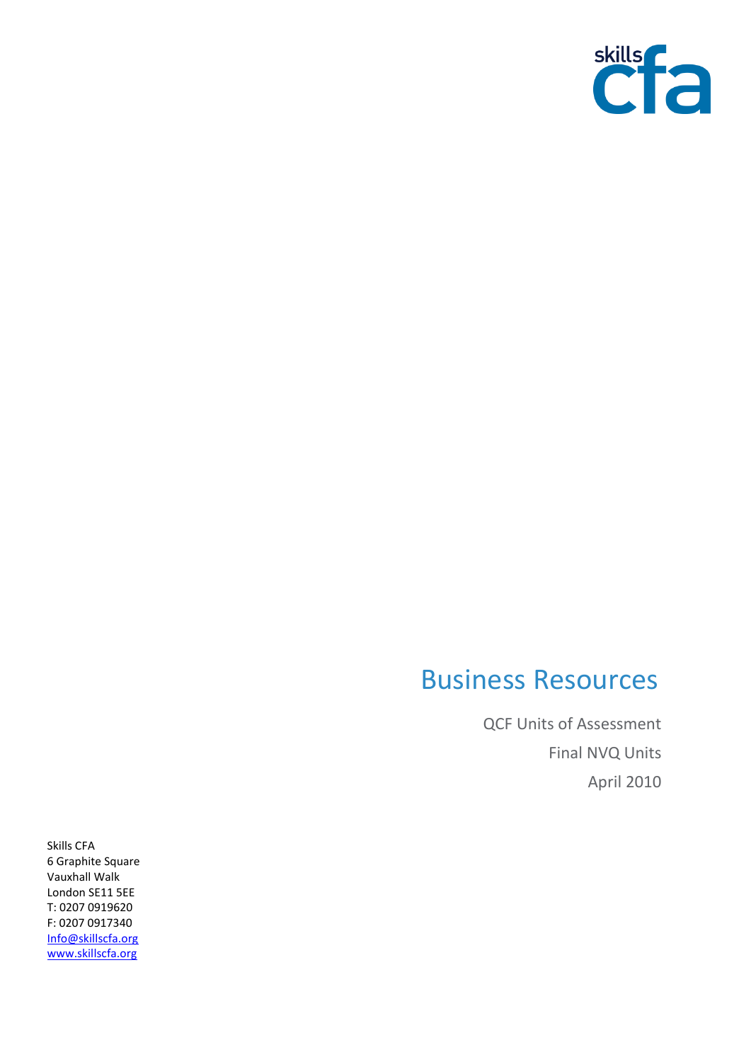skills cfa

# Business Resources

QCF Units of Assessment

Final NVQ Units

April 2010

Skills CFA
6 Graphite Square
Vauxhall Walk
London SE11 5EE
T: 0207 0919620
F: 0207 0917340
Info@skillscfa.org
www.skillscfa.org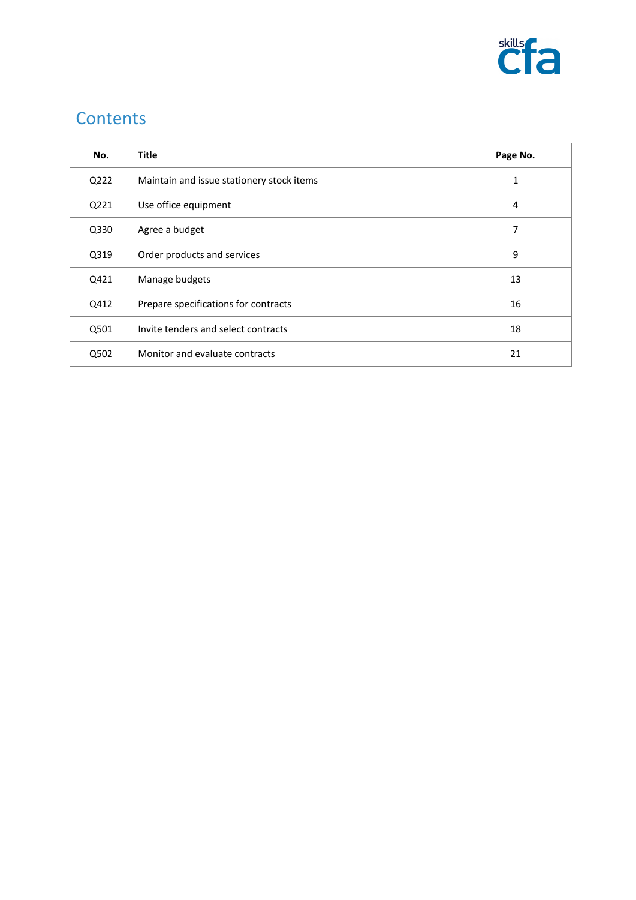## Contents

| No. | Title | Page No. |
|---|---|---|
| Q222 | Maintain and issue stationery stock items | 1 |
| Q221 | Use office equipment | 4 |
| Q330 | Agree a budget | 7 |
| Q319 | Order products and services | 9 |
| Q421 | Manage budgets | 13 |
| Q412 | Prepare specifications for contracts | 16 |
| Q501 | Invite tenders and select contracts | 18 |
| Q502 | Monitor and evaluate contracts | 21 |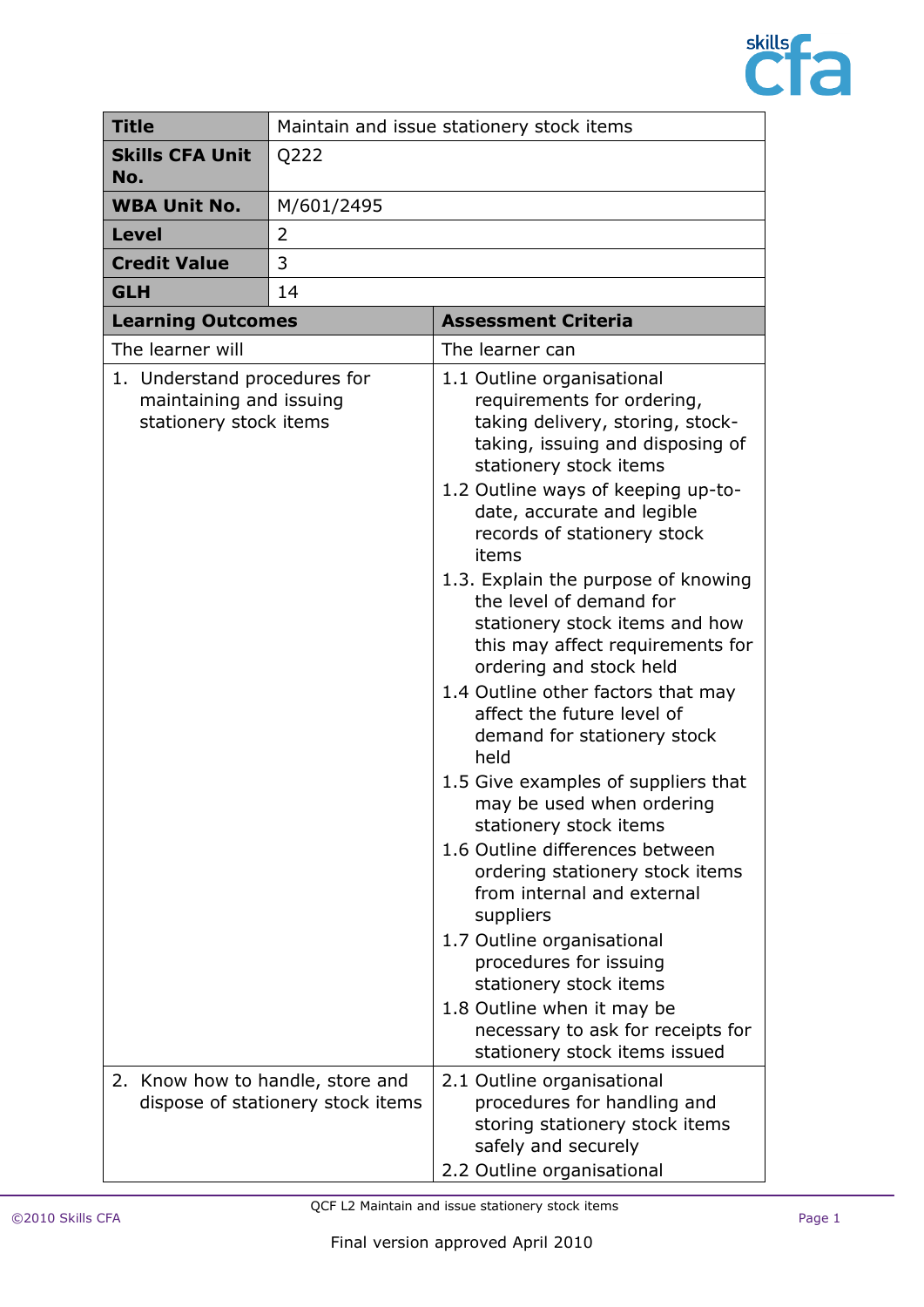| **Title** | Maintain and issue stationery stock items |
|---|---|
| **Skills CFA Unit No.** | Q222 |
| **WBA Unit No.** | M/601/2495 |
| **Level** | 2 |
| **Credit Value** | 3 |
| **GLH** | 14 |

| **Learning Outcomes** | **Assessment Criteria** |
|---|---|
| The learner will | The learner can |
| 1. Understand procedures for maintaining and issuing stationery stock items | 1.1 Outline organisational requirements for ordering, taking delivery, storing, stock-taking, issuing and disposing of stationery stock items<br>1.2 Outline ways of keeping up-to-date, accurate and legible records of stationery stock items<br>1.3. Explain the purpose of knowing the level of demand for stationery stock items and how this may affect requirements for ordering and stock held<br>1.4 Outline other factors that may affect the future level of demand for stationery stock held<br>1.5 Give examples of suppliers that may be used when ordering stationery stock items<br>1.6 Outline differences between ordering stationery stock items from internal and external suppliers<br>1.7 Outline organisational procedures for issuing stationery stock items<br>1.8 Outline when it may be necessary to ask for receipts for stationery stock items issued |
| 2. Know how to handle, store and dispose of stationery stock items | 2.1 Outline organisational procedures for handling and storing stationery stock items safely and securely<br>2.2 Outline organisational |

QCF L2 Maintain and issue stationery stock items

Final version approved April 2010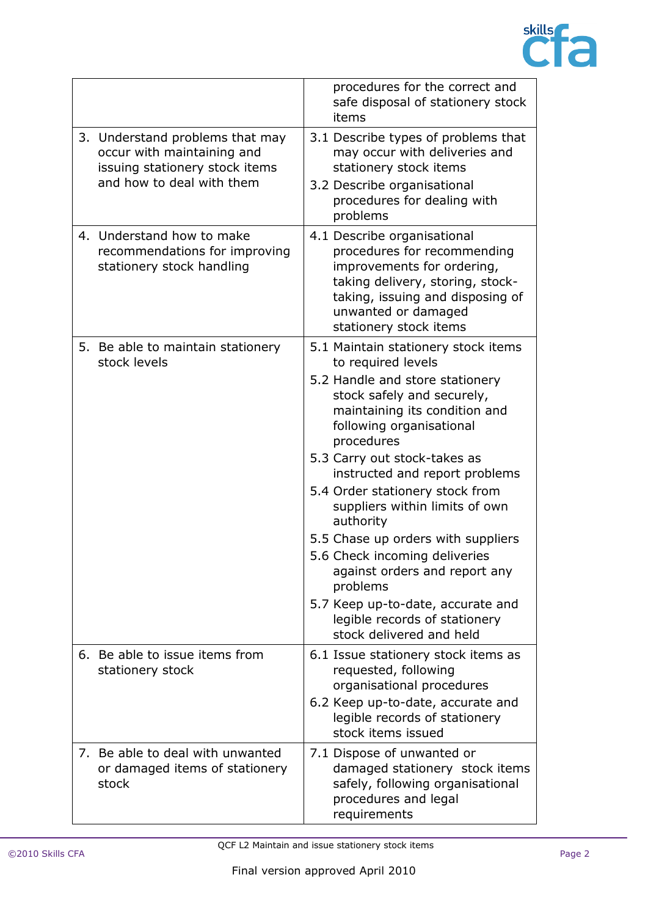| | |
|---|---|
| | procedures for the correct and safe disposal of stationery stock items |
| 3. Understand problems that may occur with maintaining and issuing stationery stock items and how to deal with them | 3.1 Describe types of problems that may occur with deliveries and stationery stock items<br>3.2 Describe organisational procedures for dealing with problems |
| 4. Understand how to make recommendations for improving stationery stock handling | 4.1 Describe organisational procedures for recommending improvements for ordering, taking delivery, storing, stock-taking, issuing and disposing of unwanted or damaged stationery stock items |
| 5. Be able to maintain stationery stock levels | 5.1 Maintain stationery stock items to required levels<br>5.2 Handle and store stationery stock safely and securely, maintaining its condition and following organisational procedures<br>5.3 Carry out stock-takes as instructed and report problems<br>5.4 Order stationery stock from suppliers within limits of own authority<br>5.5 Chase up orders with suppliers<br>5.6 Check incoming deliveries against orders and report any problems<br>5.7 Keep up-to-date, accurate and legible records of stationery stock delivered and held |
| 6. Be able to issue items from stationery stock | 6.1 Issue stationery stock items as requested, following organisational procedures<br>6.2 Keep up-to-date, accurate and legible records of stationery stock items issued |
| 7. Be able to deal with unwanted or damaged items of stationery stock | 7.1 Dispose of unwanted or damaged stationery stock items safely, following organisational procedures and legal requirements |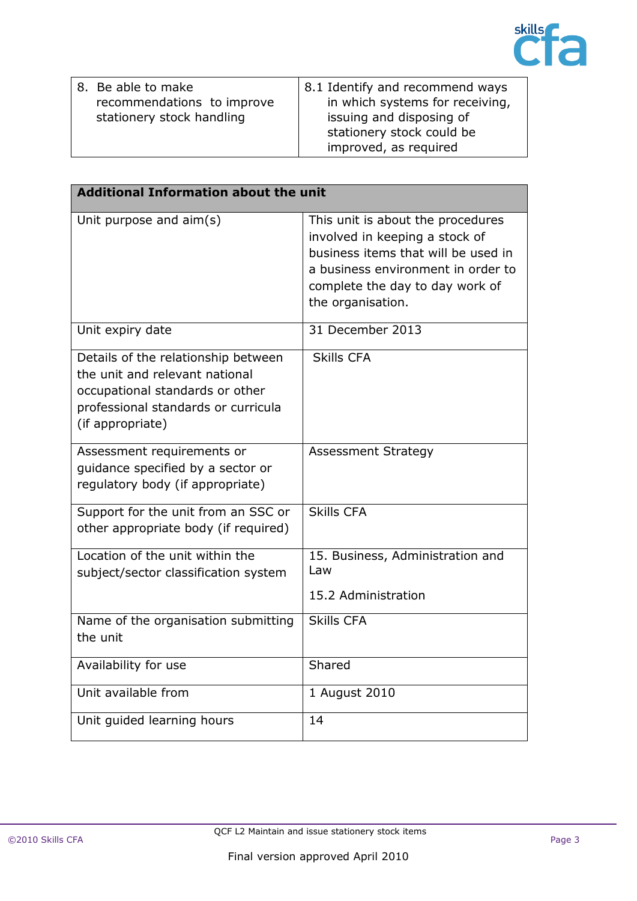| | |
|---|---|
| 8. Be able to make recommendations to improve stationery stock handling | 8.1 Identify and recommend ways in which systems for receiving, issuing and disposing of stationery stock could be improved, as required |

| Additional Information about the unit | |
|---|---|
| Unit purpose and aim(s) | This unit is about the procedures involved in keeping a stock of business items that will be used in a business environment in order to complete the day to day work of the organisation. |
| Unit expiry date | 31 December 2013 |
| Details of the relationship between the unit and relevant national occupational standards or other professional standards or curricula (if appropriate) | Skills CFA |
| Assessment requirements or guidance specified by a sector or regulatory body (if appropriate) | Assessment Strategy |
| Support for the unit from an SSC or other appropriate body (if required) | Skills CFA |
| Location of the unit within the subject/sector classification system | 15. Business, Administration and Law<br><br>15.2 Administration |
| Name of the organisation submitting the unit | Skills CFA |
| Availability for use | Shared |
| Unit available from | 1 August 2010 |
| Unit guided learning hours | 14 |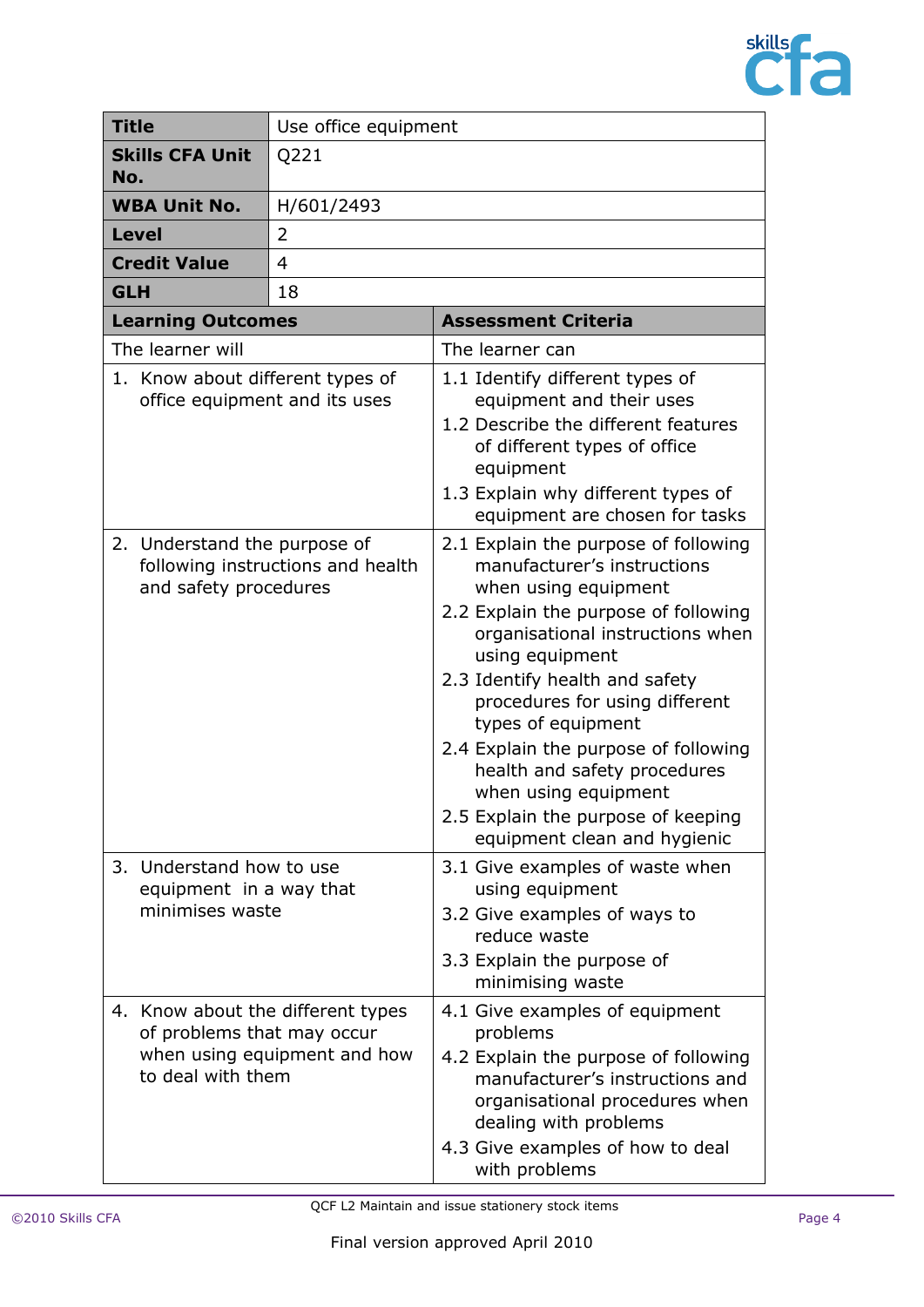| **Title** | Use office equipment |
|---|---|
| **Skills CFA Unit No.** | Q221 |
| **WBA Unit No.** | H/601/2493 |
| **Level** | 2 |
| **Credit Value** | 4 |
| **GLH** | 18 |

| **Learning Outcomes** | **Assessment Criteria** |
|---|---|
| The learner will | The learner can |
| 1. Know about different types of office equipment and its uses | 1.1 Identify different types of equipment and their uses<br>1.2 Describe the different features of different types of office equipment<br>1.3 Explain why different types of equipment are chosen for tasks |
| 2. Understand the purpose of following instructions and health and safety procedures | 2.1 Explain the purpose of following manufacturer's instructions when using equipment<br>2.2 Explain the purpose of following organisational instructions when using equipment<br>2.3 Identify health and safety procedures for using different types of equipment<br>2.4 Explain the purpose of following health and safety procedures when using equipment<br>2.5 Explain the purpose of keeping equipment clean and hygienic |
| 3. Understand how to use equipment in a way that minimises waste | 3.1 Give examples of waste when using equipment<br>3.2 Give examples of ways to reduce waste<br>3.3 Explain the purpose of minimising waste |
| 4. Know about the different types of problems that may occur when using equipment and how to deal with them | 4.1 Give examples of equipment problems<br>4.2 Explain the purpose of following manufacturer's instructions and organisational procedures when dealing with problems<br>4.3 Give examples of how to deal with problems |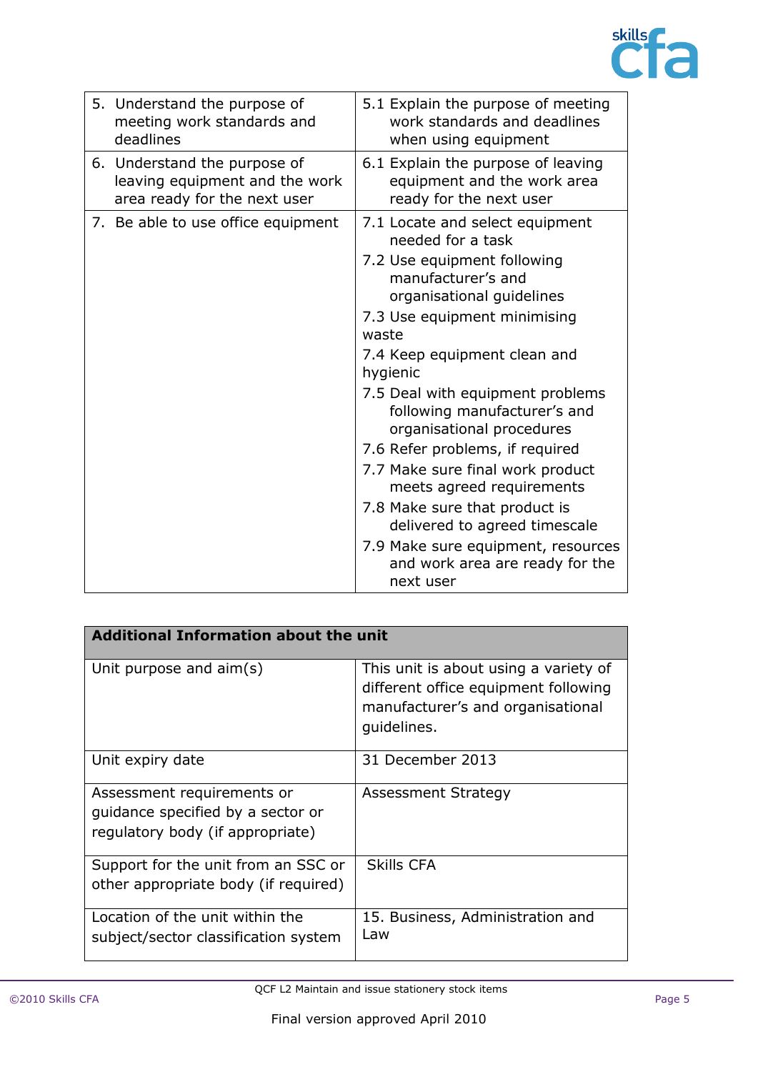| | |
|---|---|
| 5. Understand the purpose of meeting work standards and deadlines | 5.1 Explain the purpose of meeting work standards and deadlines when using equipment |
| 6. Understand the purpose of leaving equipment and the work area ready for the next user | 6.1 Explain the purpose of leaving equipment and the work area ready for the next user |
| 7. Be able to use office equipment | 7.1 Locate and select equipment needed for a task<br>7.2 Use equipment following manufacturer's and organisational guidelines<br>7.3 Use equipment minimising waste<br>7.4 Keep equipment clean and hygienic<br>7.5 Deal with equipment problems following manufacturer's and organisational procedures<br>7.6 Refer problems, if required<br>7.7 Make sure final work product meets agreed requirements<br>7.8 Make sure that product is delivered to agreed timescale<br>7.9 Make sure equipment, resources and work area are ready for the next user |

| **Additional Information about the unit** | |
|---|---|
| Unit purpose and aim(s) | This unit is about using a variety of different office equipment following manufacturer's and organisational guidelines. |
| Unit expiry date | 31 December 2013 |
| Assessment requirements or guidance specified by a sector or regulatory body (if appropriate) | Assessment Strategy |
| Support for the unit from an SSC or other appropriate body (if required) | Skills CFA |
| Location of the unit within the subject/sector classification system | 15. Business, Administration and Law |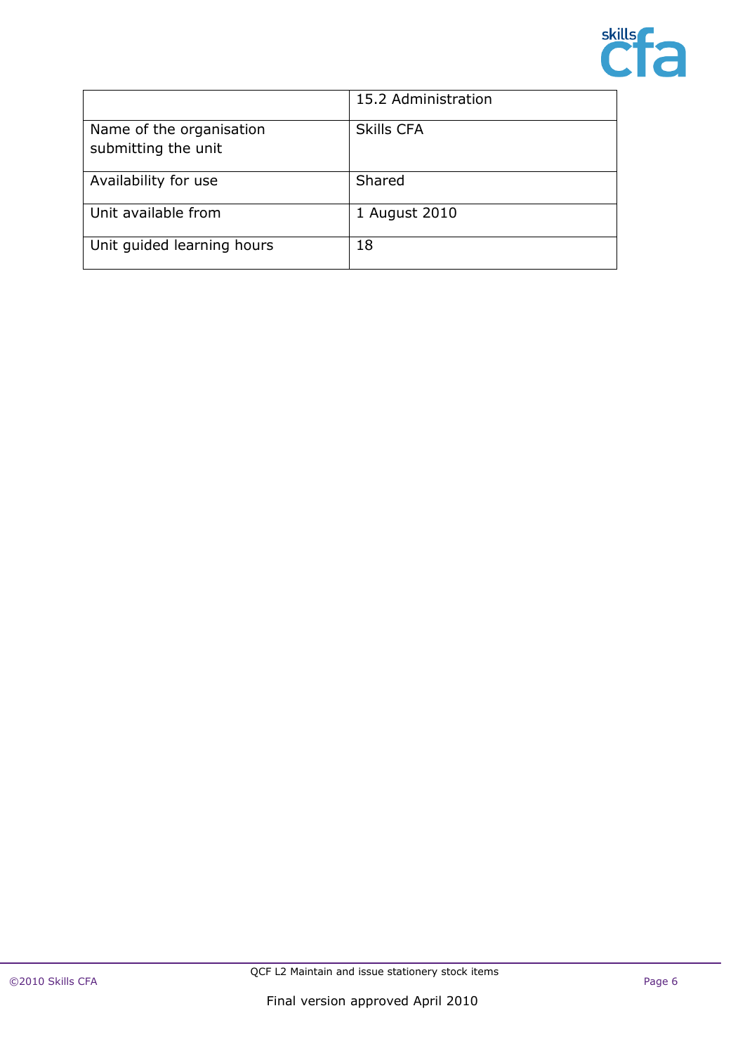| | 15.2 Administration |
|---|---|
| Name of the organisation submitting the unit | Skills CFA |
| Availability for use | Shared |
| Unit available from | 1 August 2010 |
| Unit guided learning hours | 18 |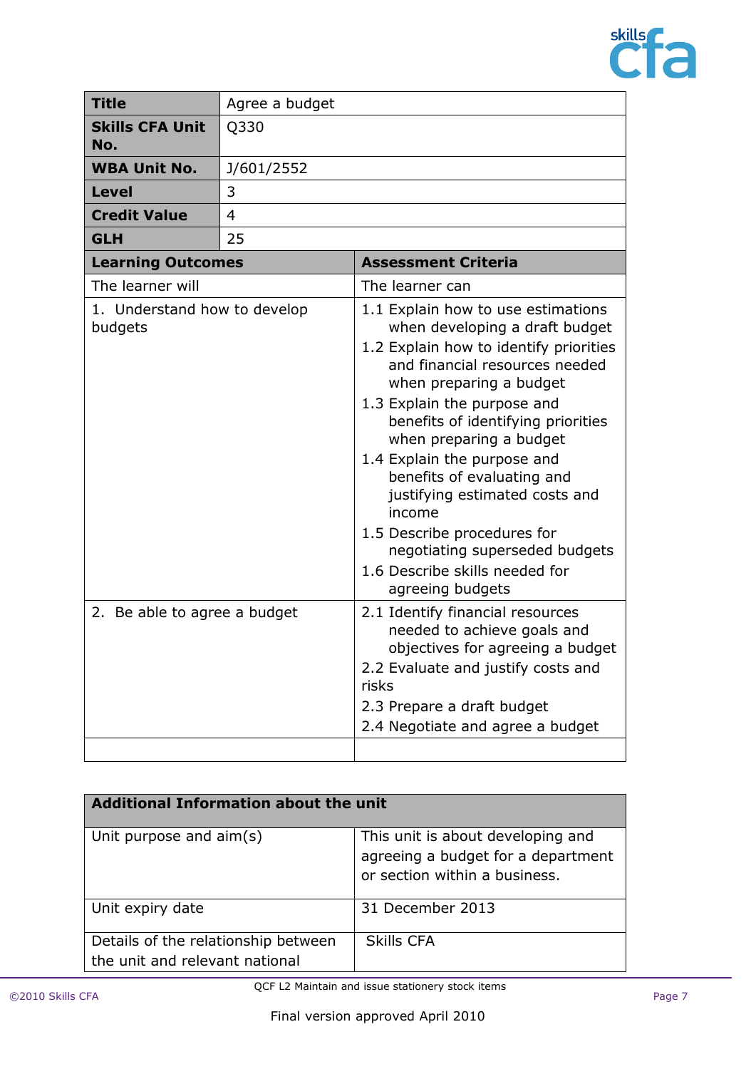| Title | Agree a budget |
|---|---|
| **Skills CFA Unit No.** | Q330 |
| **WBA Unit No.** | J/601/2552 |
| **Level** | 3 |
| **Credit Value** | 4 |
| **GLH** | 25 |

| Learning Outcomes | Assessment Criteria |
|---|---|
| The learner will | The learner can |
| 1. Understand how to develop budgets | 1.1 Explain how to use estimations when developing a draft budget<br>1.2 Explain how to identify priorities and financial resources needed when preparing a budget<br>1.3 Explain the purpose and benefits of identifying priorities when preparing a budget<br>1.4 Explain the purpose and benefits of evaluating and justifying estimated costs and income<br>1.5 Describe procedures for negotiating superseded budgets<br>1.6 Describe skills needed for agreeing budgets |
| 2. Be able to agree a budget | 2.1 Identify financial resources needed to achieve goals and objectives for agreeing a budget<br>2.2 Evaluate and justify costs and risks<br>2.3 Prepare a draft budget<br>2.4 Negotiate and agree a budget |
| | |

| Additional Information about the unit | |
|---|---|
| Unit purpose and aim(s) | This unit is about developing and agreeing a budget for a department or section within a business. |
| Unit expiry date | 31 December 2013 |
| Details of the relationship between the unit and relevant national | Skills CFA |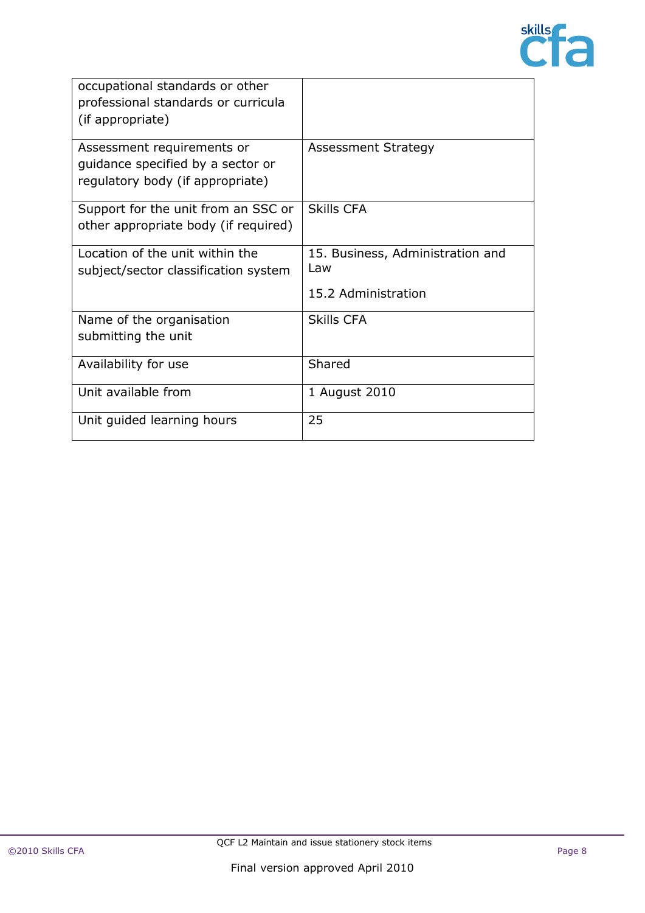| | |
|---|---|
| occupational standards or other professional standards or curricula (if appropriate) | |
| Assessment requirements or guidance specified by a sector or regulatory body (if appropriate) | Assessment Strategy |
| Support for the unit from an SSC or other appropriate body (if required) | Skills CFA |
| Location of the unit within the subject/sector classification system | 15. Business, Administration and Law<br><br>15.2 Administration |
| Name of the organisation submitting the unit | Skills CFA |
| Availability for use | Shared |
| Unit available from | 1 August 2010 |
| Unit guided learning hours | 25 |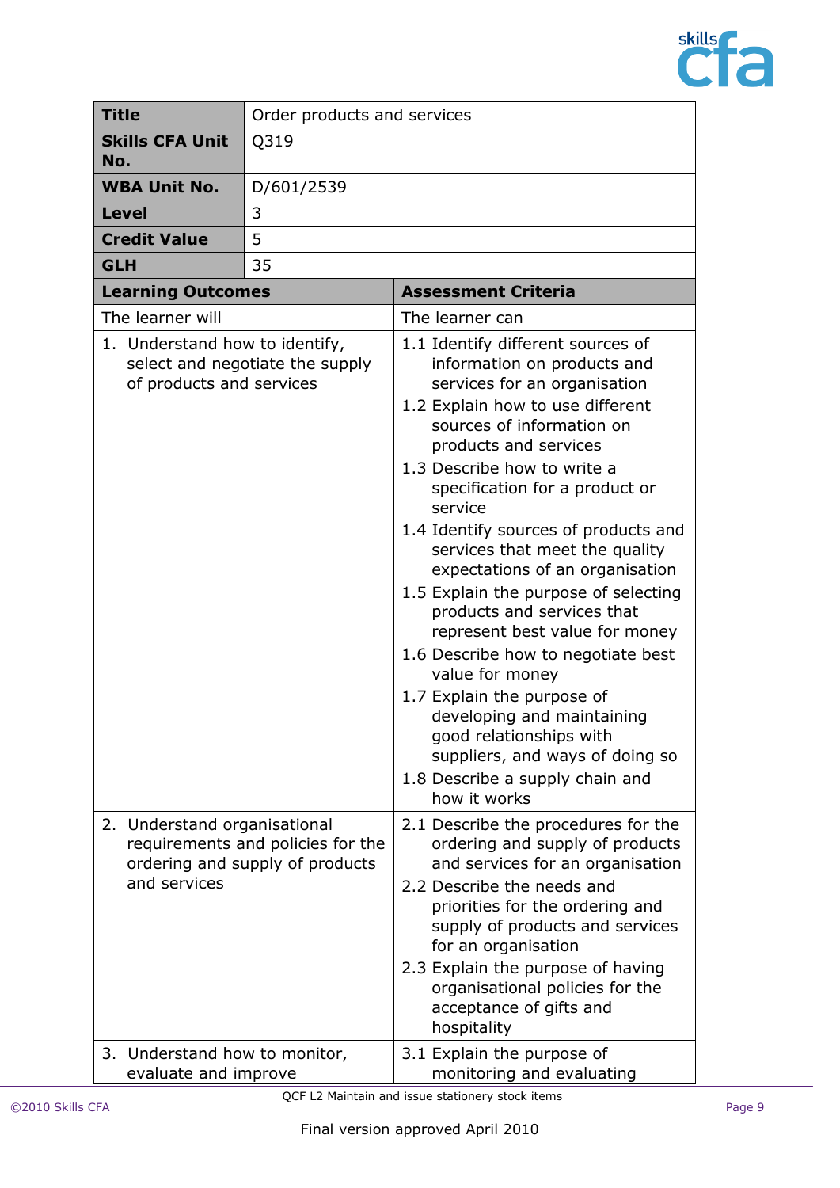| Title | Order products and services |
|---|---|
| Skills CFA Unit No. | Q319 |
| WBA Unit No. | D/601/2539 |
| Level | 3 |
| Credit Value | 5 |
| GLH | 35 |

| Learning Outcomes | Assessment Criteria |
|---|---|
| The learner will | The learner can |
| 1. Understand how to identify, select and negotiate the supply of products and services | 1.1 Identify different sources of information on products and services for an organisation<br>1.2 Explain how to use different sources of information on products and services<br>1.3 Describe how to write a specification for a product or service<br>1.4 Identify sources of products and services that meet the quality expectations of an organisation<br>1.5 Explain the purpose of selecting products and services that represent best value for money<br>1.6 Describe how to negotiate best value for money<br>1.7 Explain the purpose of developing and maintaining good relationships with suppliers, and ways of doing so<br>1.8 Describe a supply chain and how it works |
| 2. Understand organisational requirements and policies for the ordering and supply of products and services | 2.1 Describe the procedures for the ordering and supply of products and services for an organisation<br>2.2 Describe the needs and priorities for the ordering and supply of products and services for an organisation<br>2.3 Explain the purpose of having organisational policies for the acceptance of gifts and hospitality |
| 3. Understand how to monitor, evaluate and improve | 3.1 Explain the purpose of monitoring and evaluating |

QCF L2 Maintain and issue stationery stock items

Final version approved April 2010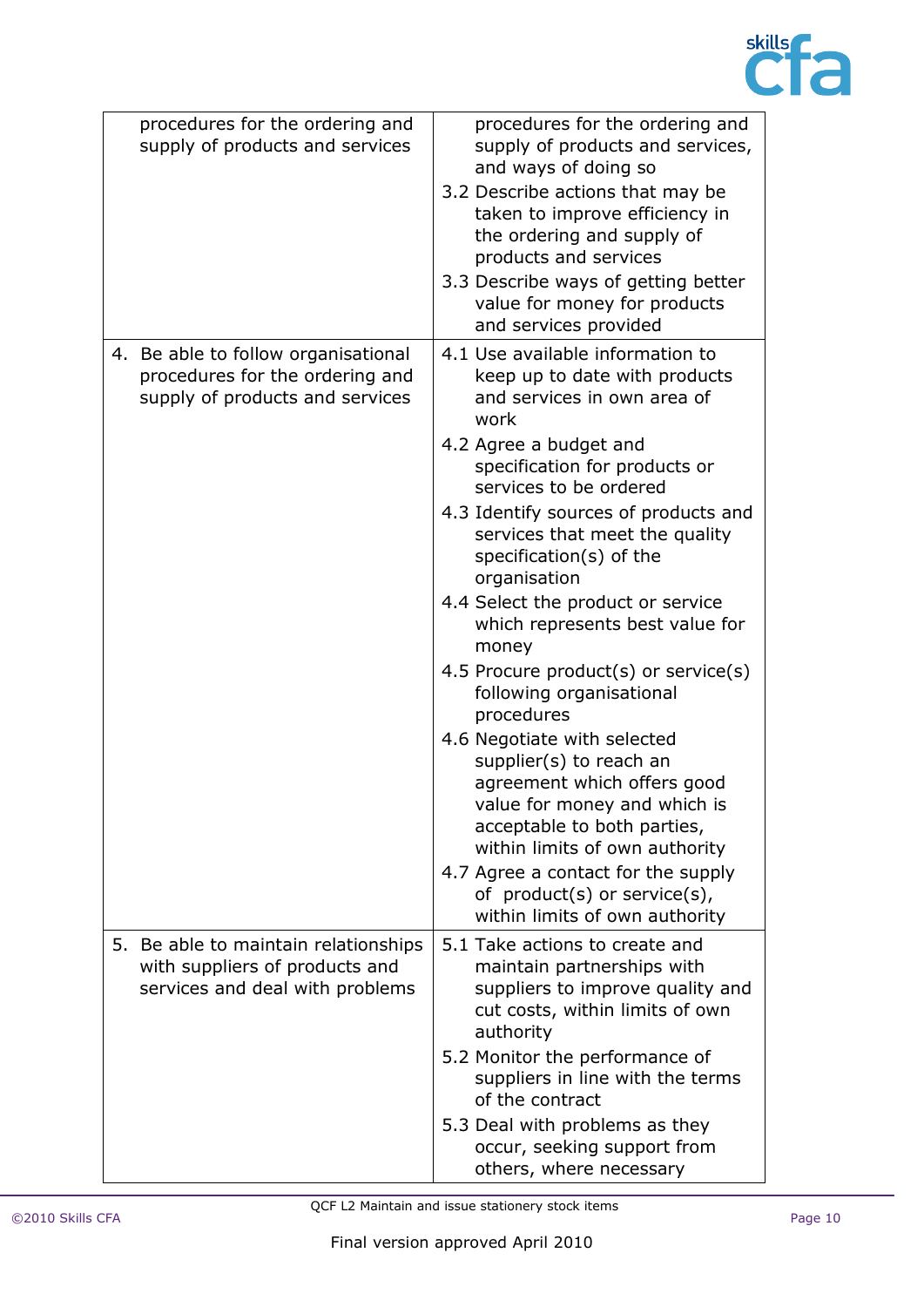| | |
|---|---|
| procedures for the ordering and supply of products and services | procedures for the ordering and supply of products and services, and ways of doing so<br>3.2 Describe actions that may be taken to improve efficiency in the ordering and supply of products and services<br>3.3 Describe ways of getting better value for money for products and services provided |
| 4. Be able to follow organisational procedures for the ordering and supply of products and services | 4.1 Use available information to keep up to date with products and services in own area of work<br>4.2 Agree a budget and specification for products or services to be ordered<br>4.3 Identify sources of products and services that meet the quality specification(s) of the organisation<br>4.4 Select the product or service which represents best value for money<br>4.5 Procure product(s) or service(s) following organisational procedures<br>4.6 Negotiate with selected supplier(s) to reach an agreement which offers good value for money and which is acceptable to both parties, within limits of own authority<br>4.7 Agree a contact for the supply of product(s) or service(s), within limits of own authority |
| 5. Be able to maintain relationships with suppliers of products and services and deal with problems | 5.1 Take actions to create and maintain partnerships with suppliers to improve quality and cut costs, within limits of own authority<br>5.2 Monitor the performance of suppliers in line with the terms of the contract<br>5.3 Deal with problems as they occur, seeking support from others, where necessary |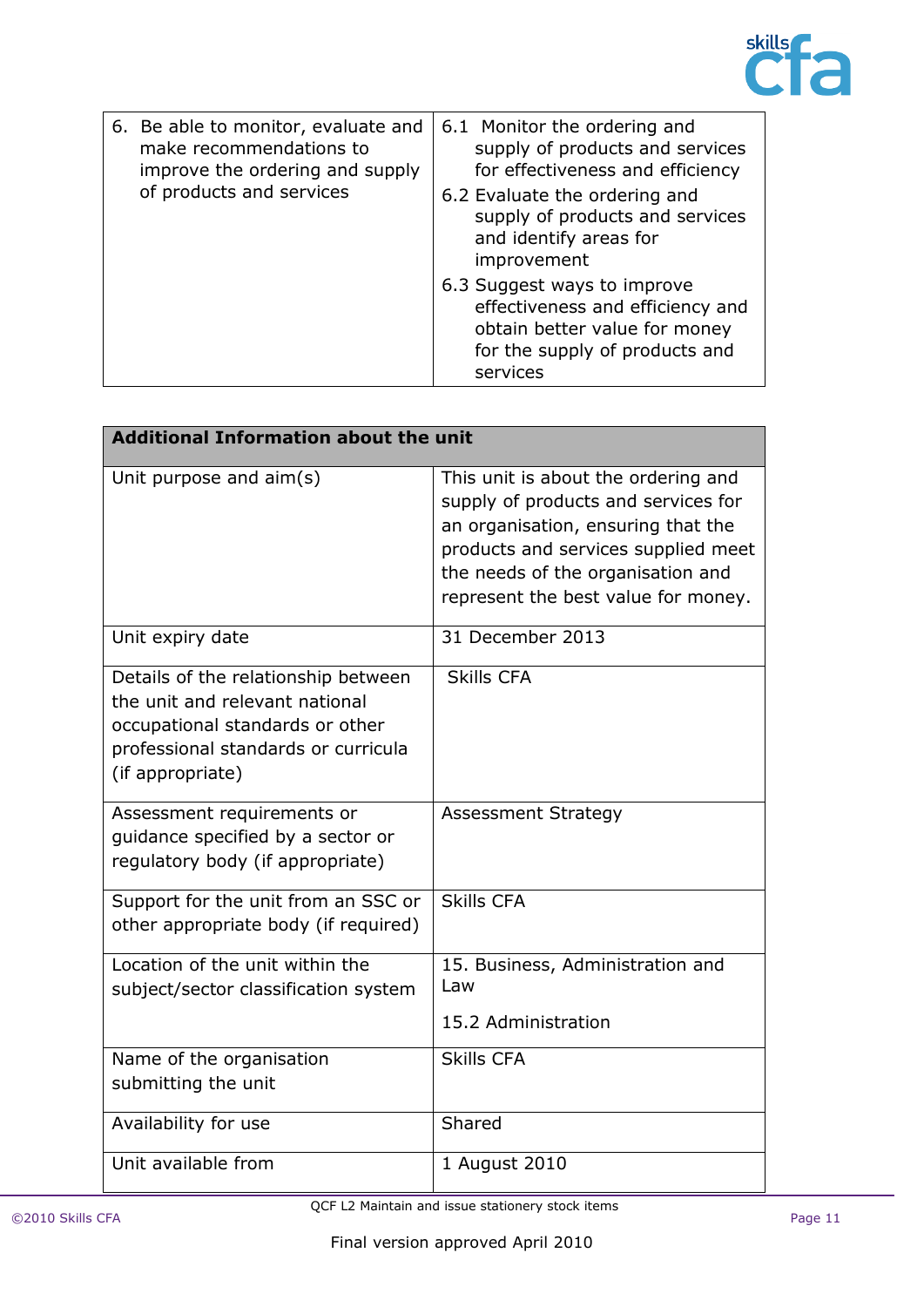| | |
|---|---|
| 6. Be able to monitor, evaluate and make recommendations to improve the ordering and supply of products and services | 6.1 Monitor the ordering and supply of products and services for effectiveness and efficiency<br>6.2 Evaluate the ordering and supply of products and services and identify areas for improvement<br>6.3 Suggest ways to improve effectiveness and efficiency and obtain better value for money for the supply of products and services |

| **Additional Information about the unit** | |
|---|---|
| Unit purpose and aim(s) | This unit is about the ordering and supply of products and services for an organisation, ensuring that the products and services supplied meet the needs of the organisation and represent the best value for money. |
| Unit expiry date | 31 December 2013 |
| Details of the relationship between the unit and relevant national occupational standards or other professional standards or curricula (if appropriate) | Skills CFA |
| Assessment requirements or guidance specified by a sector or regulatory body (if appropriate) | Assessment Strategy |
| Support for the unit from an SSC or other appropriate body (if required) | Skills CFA |
| Location of the unit within the subject/sector classification system | 15. Business, Administration and Law<br><br>15.2 Administration |
| Name of the organisation submitting the unit | Skills CFA |
| Availability for use | Shared |
| Unit available from | 1 August 2010 |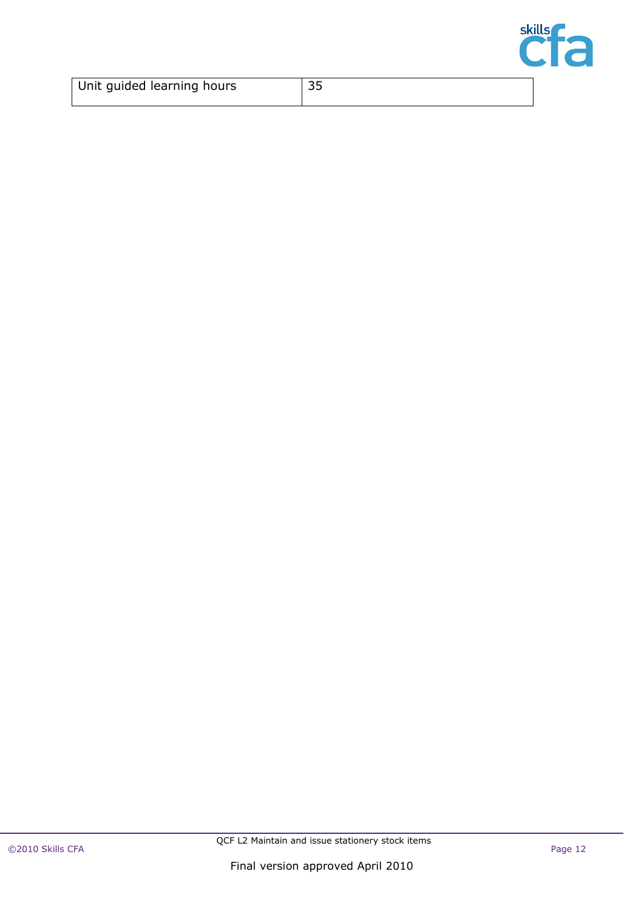| Unit guided learning hours | 35 |
| --- | --- |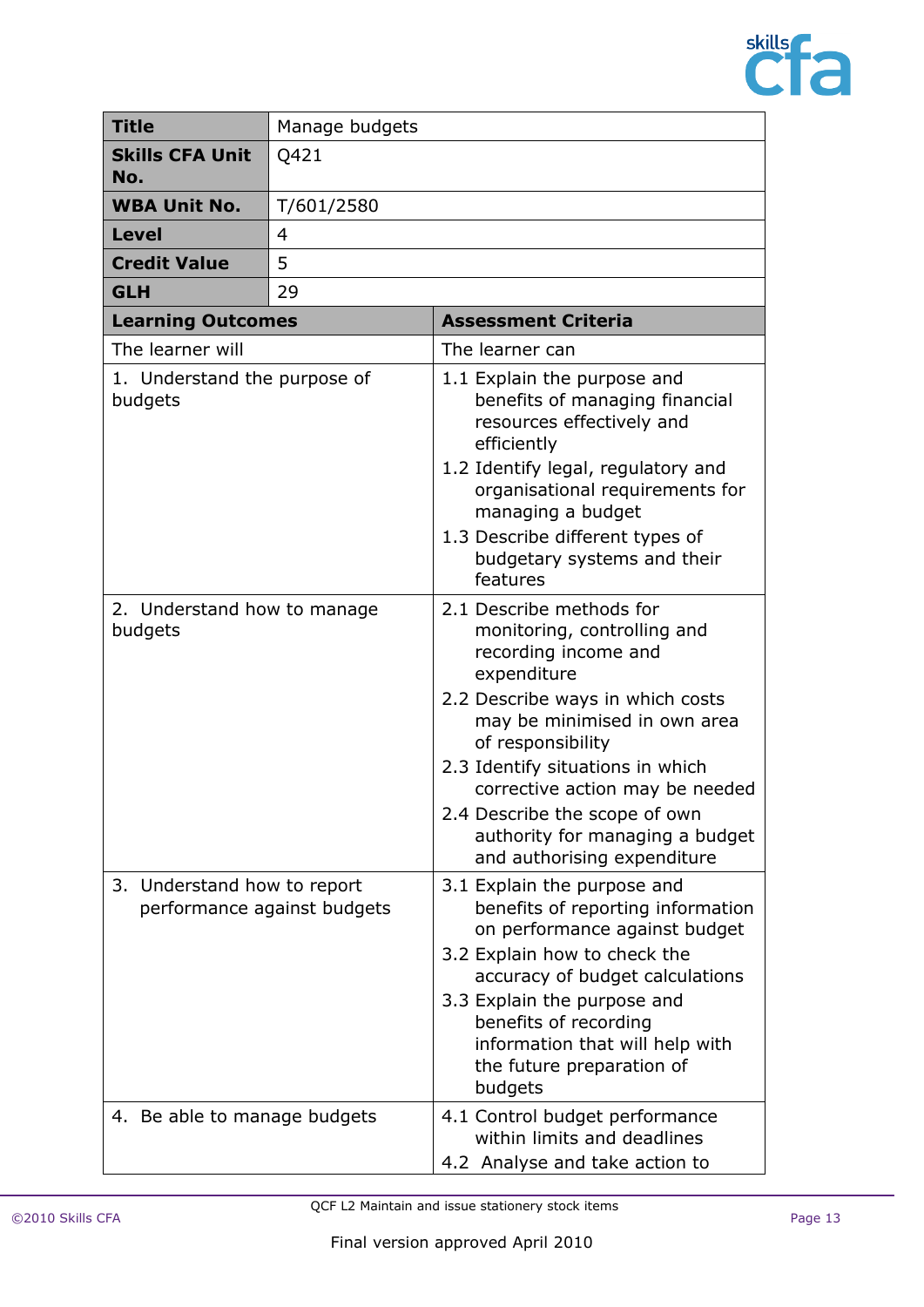| Title | Manage budgets |
|---|---|
| **Skills CFA Unit No.** | Q421 |
| **WBA Unit No.** | T/601/2580 |
| **Level** | 4 |
| **Credit Value** | 5 |
| **GLH** | 29 |

| Learning Outcomes | Assessment Criteria |
|---|---|
| The learner will | The learner can |
| 1. Understand the purpose of budgets | 1.1 Explain the purpose and benefits of managing financial resources effectively and efficiently<br>1.2 Identify legal, regulatory and organisational requirements for managing a budget<br>1.3 Describe different types of budgetary systems and their features |
| 2. Understand how to manage budgets | 2.1 Describe methods for monitoring, controlling and recording income and expenditure<br>2.2 Describe ways in which costs may be minimised in own area of responsibility<br>2.3 Identify situations in which corrective action may be needed<br>2.4 Describe the scope of own authority for managing a budget and authorising expenditure |
| 3. Understand how to report performance against budgets | 3.1 Explain the purpose and benefits of reporting information on performance against budget<br>3.2 Explain how to check the accuracy of budget calculations<br>3.3 Explain the purpose and benefits of recording information that will help with the future preparation of budgets |
| 4. Be able to manage budgets | 4.1 Control budget performance within limits and deadlines<br>4.2 Analyse and take action to |

QCF L2 Maintain and issue stationery stock items

Final version approved April 2010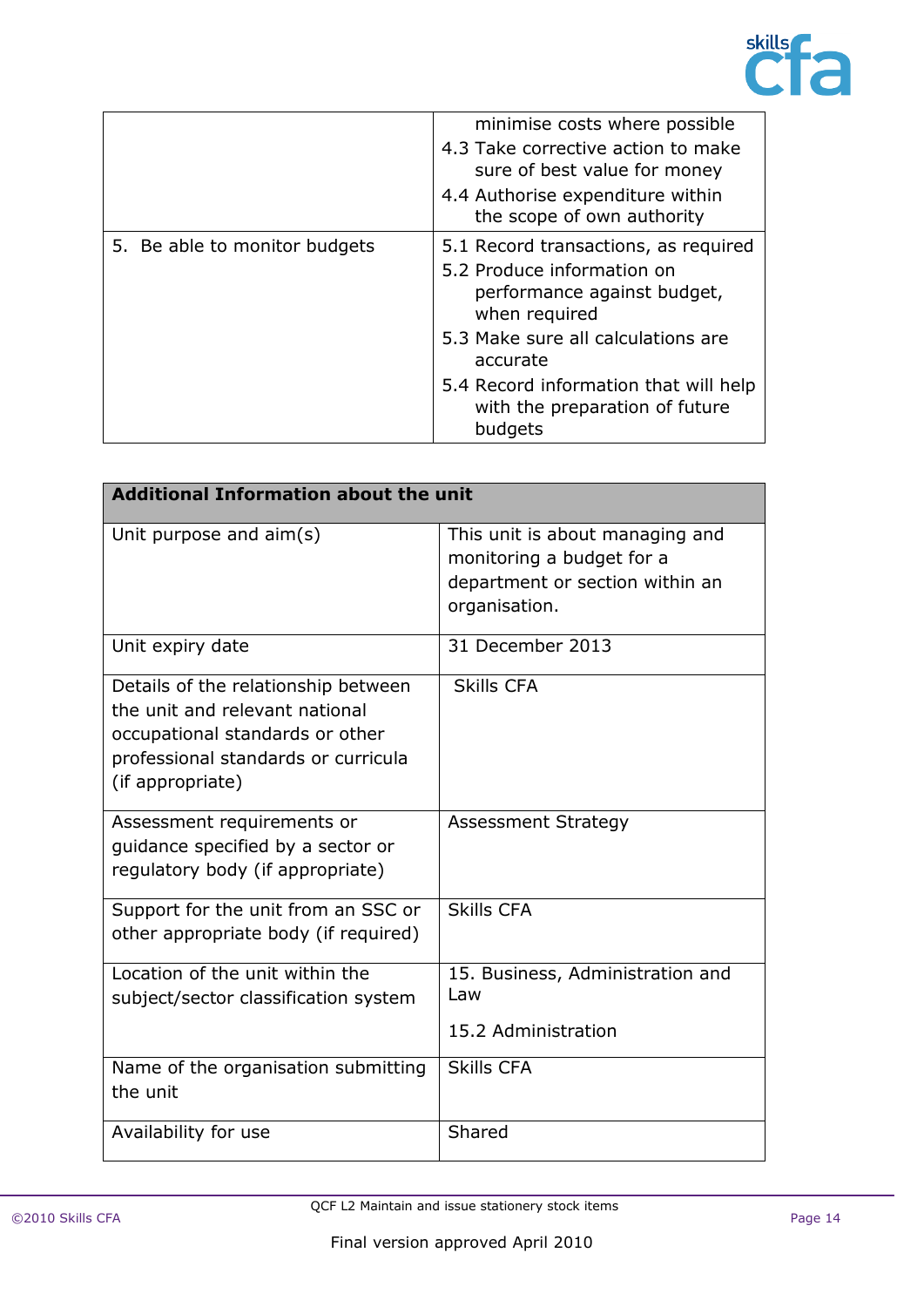| | |
|---|---|
| | minimise costs where possible<br>4.3 Take corrective action to make sure of best value for money<br>4.4 Authorise expenditure within the scope of own authority |
| 5. Be able to monitor budgets | 5.1 Record transactions, as required<br>5.2 Produce information on performance against budget, when required<br>5.3 Make sure all calculations are accurate<br>5.4 Record information that will help with the preparation of future budgets |

| **Additional Information about the unit** | |
|---|---|
| Unit purpose and aim(s) | This unit is about managing and monitoring a budget for a department or section within an organisation. |
| Unit expiry date | 31 December 2013 |
| Details of the relationship between the unit and relevant national occupational standards or other professional standards or curricula (if appropriate) | Skills CFA |
| Assessment requirements or guidance specified by a sector or regulatory body (if appropriate) | Assessment Strategy |
| Support for the unit from an SSC or other appropriate body (if required) | Skills CFA |
| Location of the unit within the subject/sector classification system | 15. Business, Administration and Law<br><br>15.2 Administration |
| Name of the organisation submitting the unit | Skills CFA |
| Availability for use | Shared |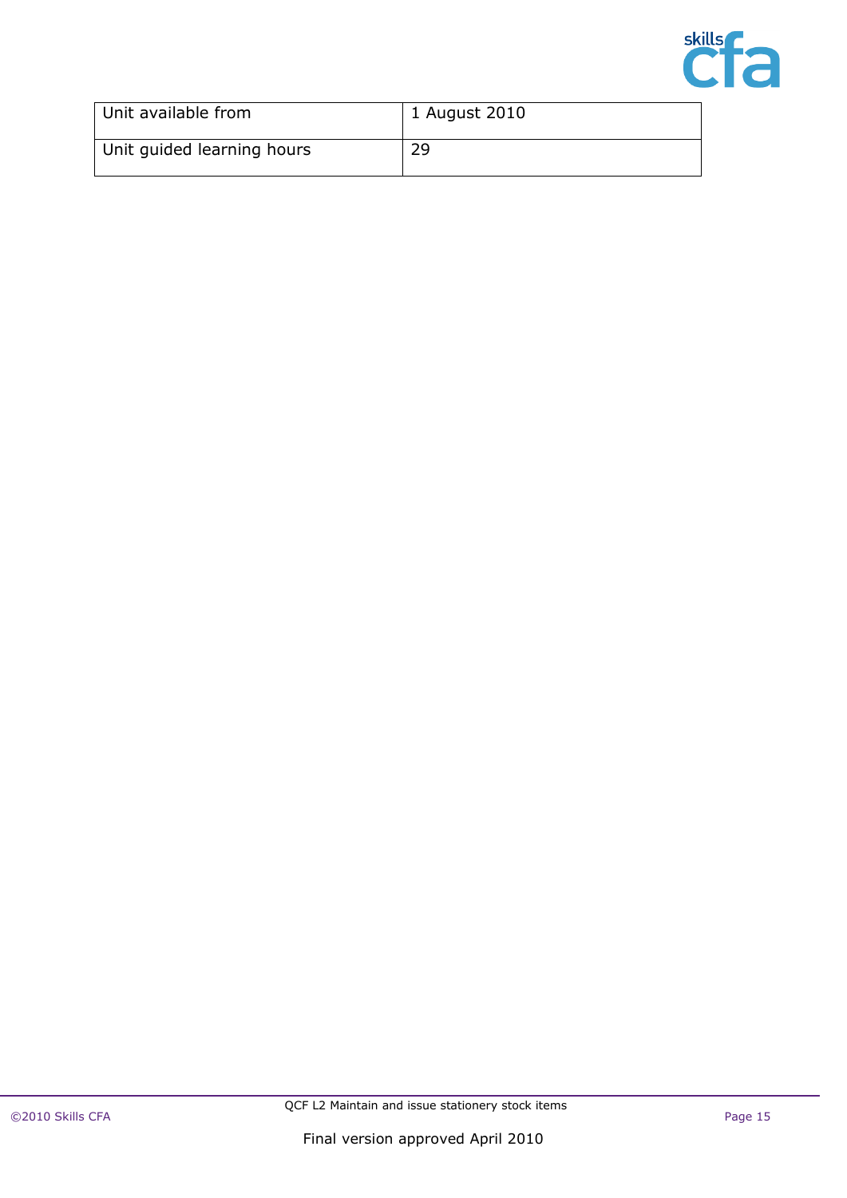| Unit available from | 1 August 2010 |
| --- | --- |
| Unit guided learning hours | 29 |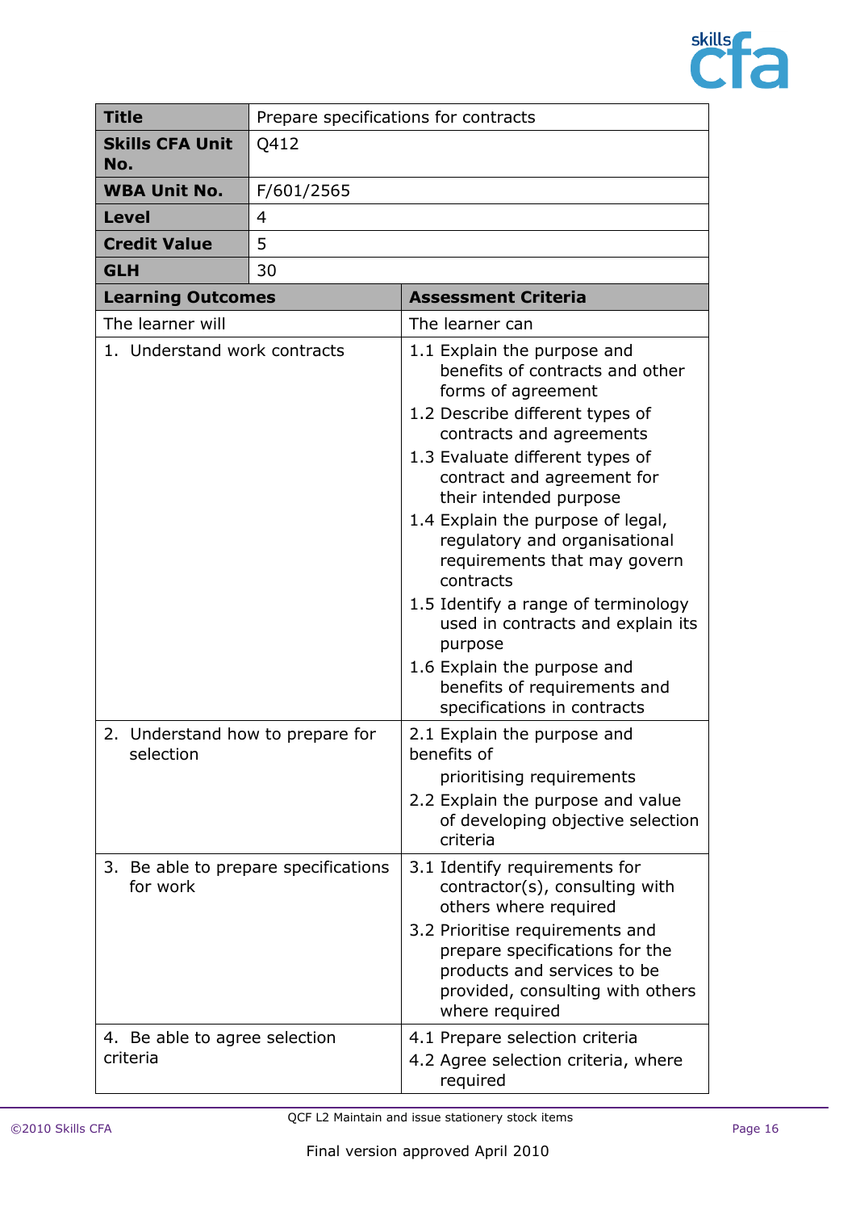| **Title** | Prepare specifications for contracts |
|---|---|
| **Skills CFA Unit No.** | Q412 |
| **WBA Unit No.** | F/601/2565 |
| **Level** | 4 |
| **Credit Value** | 5 |
| **GLH** | 30 |

| **Learning Outcomes** | **Assessment Criteria** |
|---|---|
| The learner will | The learner can |
| 1. Understand work contracts | 1.1 Explain the purpose and benefits of contracts and other forms of agreement<br>1.2 Describe different types of contracts and agreements<br>1.3 Evaluate different types of contract and agreement for their intended purpose<br>1.4 Explain the purpose of legal, regulatory and organisational requirements that may govern contracts<br>1.5 Identify a range of terminology used in contracts and explain its purpose<br>1.6 Explain the purpose and benefits of requirements and specifications in contracts |
| 2. Understand how to prepare for selection | 2.1 Explain the purpose and benefits of prioritising requirements<br>2.2 Explain the purpose and value of developing objective selection criteria |
| 3. Be able to prepare specifications for work | 3.1 Identify requirements for contractor(s), consulting with others where required<br>3.2 Prioritise requirements and prepare specifications for the products and services to be provided, consulting with others where required |
| 4. Be able to agree selection criteria | 4.1 Prepare selection criteria<br>4.2 Agree selection criteria, where required |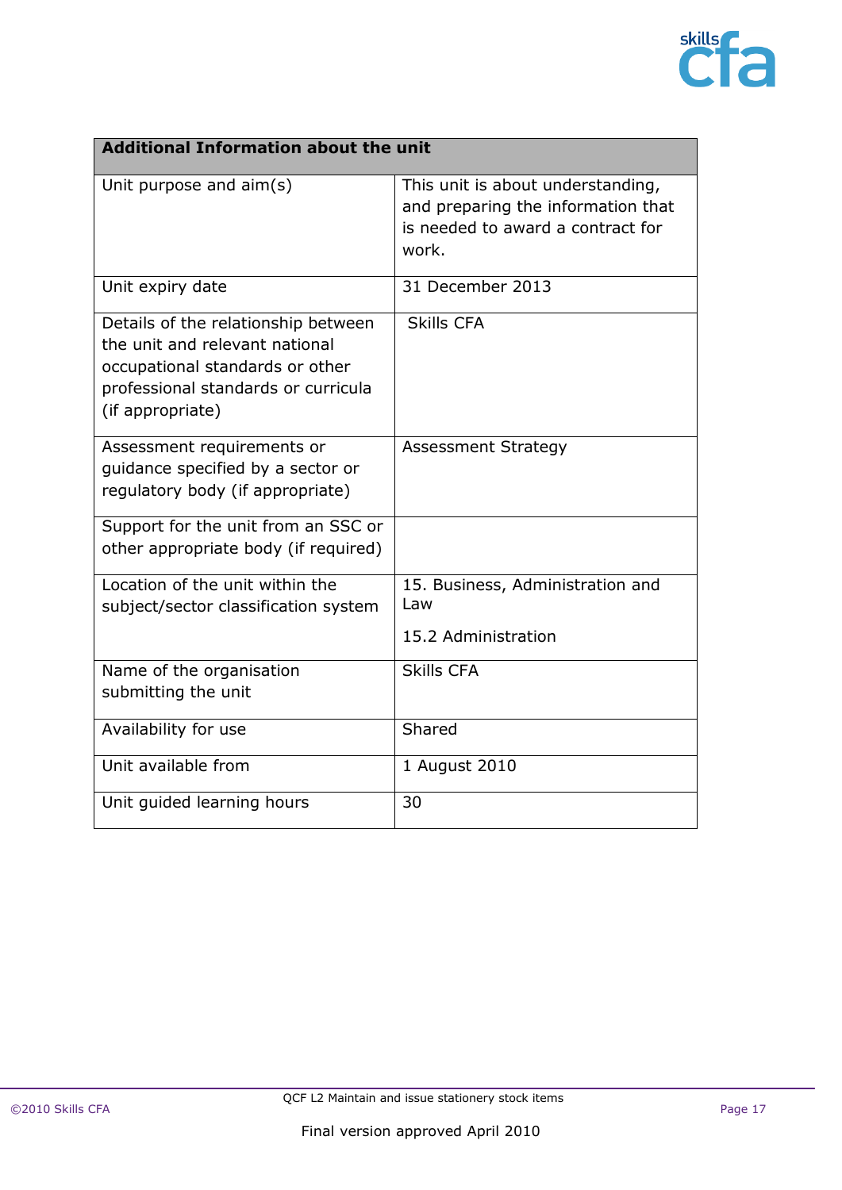| Additional Information about the unit | |
|---|---|
| Unit purpose and aim(s) | This unit is about understanding, and preparing the information that is needed to award a contract for work. |
| Unit expiry date | 31 December 2013 |
| Details of the relationship between the unit and relevant national occupational standards or other professional standards or curricula (if appropriate) | Skills CFA |
| Assessment requirements or guidance specified by a sector or regulatory body (if appropriate) | Assessment Strategy |
| Support for the unit from an SSC or other appropriate body (if required) | |
| Location of the unit within the subject/sector classification system | 15. Business, Administration and Law<br><br>15.2 Administration |
| Name of the organisation submitting the unit | Skills CFA |
| Availability for use | Shared |
| Unit available from | 1 August 2010 |
| Unit guided learning hours | 30 |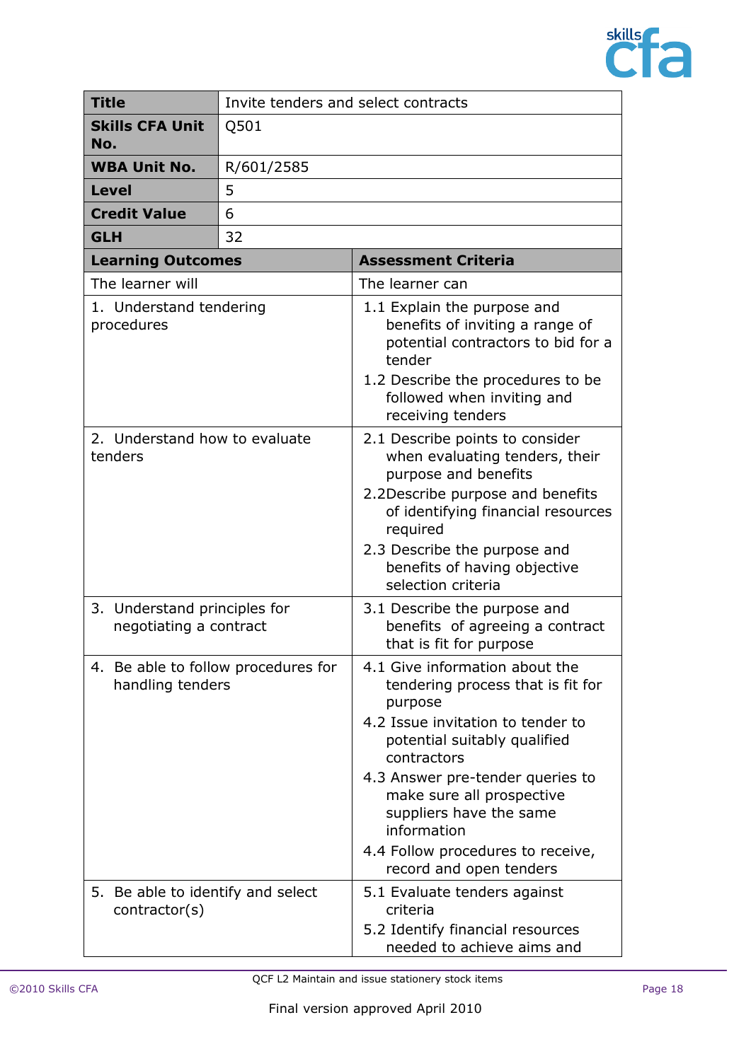| Title | Invite tenders and select contracts |
|---|---|
| Skills CFA Unit No. | Q501 |
| WBA Unit No. | R/601/2585 |
| Level | 5 |
| Credit Value | 6 |
| GLH | 32 |

| Learning Outcomes | Assessment Criteria |
|---|---|
| The learner will | The learner can |
| 1. Understand tendering procedures | 1.1 Explain the purpose and benefits of inviting a range of potential contractors to bid for a tender<br>1.2 Describe the procedures to be followed when inviting and receiving tenders |
| 2. Understand how to evaluate tenders | 2.1 Describe points to consider when evaluating tenders, their purpose and benefits<br>2.2Describe purpose and benefits of identifying financial resources required<br>2.3 Describe the purpose and benefits of having objective selection criteria |
| 3. Understand principles for negotiating a contract | 3.1 Describe the purpose and benefits of agreeing a contract that is fit for purpose |
| 4. Be able to follow procedures for handling tenders | 4.1 Give information about the tendering process that is fit for purpose<br>4.2 Issue invitation to tender to potential suitably qualified contractors<br>4.3 Answer pre-tender queries to make sure all prospective suppliers have the same information<br>4.4 Follow procedures to receive, record and open tenders |
| 5. Be able to identify and select contractor(s) | 5.1 Evaluate tenders against criteria<br>5.2 Identify financial resources needed to achieve aims and |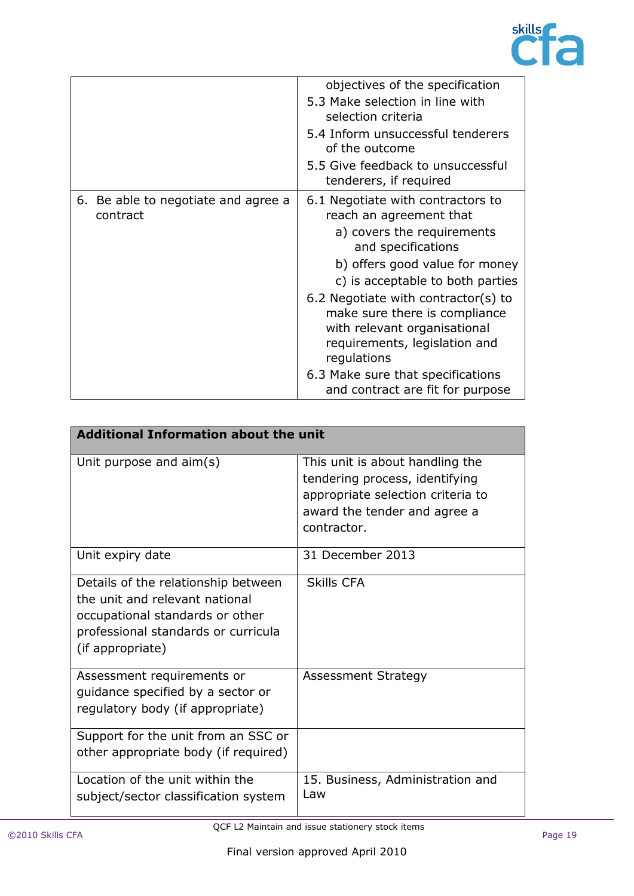| | |
|---|---|
| | objectives of the specification<br>5.3 Make selection in line with selection criteria<br>5.4 Inform unsuccessful tenderers of the outcome<br>5.5 Give feedback to unsuccessful tenderers, if required |
| 6. Be able to negotiate and agree a contract | 6.1 Negotiate with contractors to reach an agreement that<br>a) covers the requirements and specifications<br>b) offers good value for money<br>c) is acceptable to both parties<br>6.2 Negotiate with contractor(s) to make sure there is compliance with relevant organisational requirements, legislation and regulations<br>6.3 Make sure that specifications and contract are fit for purpose |

| **Additional Information about the unit** | |
|---|---|
| Unit purpose and aim(s) | This unit is about handling the tendering process, identifying appropriate selection criteria to award the tender and agree a contractor. |
| Unit expiry date | 31 December 2013 |
| Details of the relationship between the unit and relevant national occupational standards or other professional standards or curricula (if appropriate) | Skills CFA |
| Assessment requirements or guidance specified by a sector or regulatory body (if appropriate) | Assessment Strategy |
| Support for the unit from an SSC or other appropriate body (if required) | |
| Location of the unit within the subject/sector classification system | 15. Business, Administration and Law |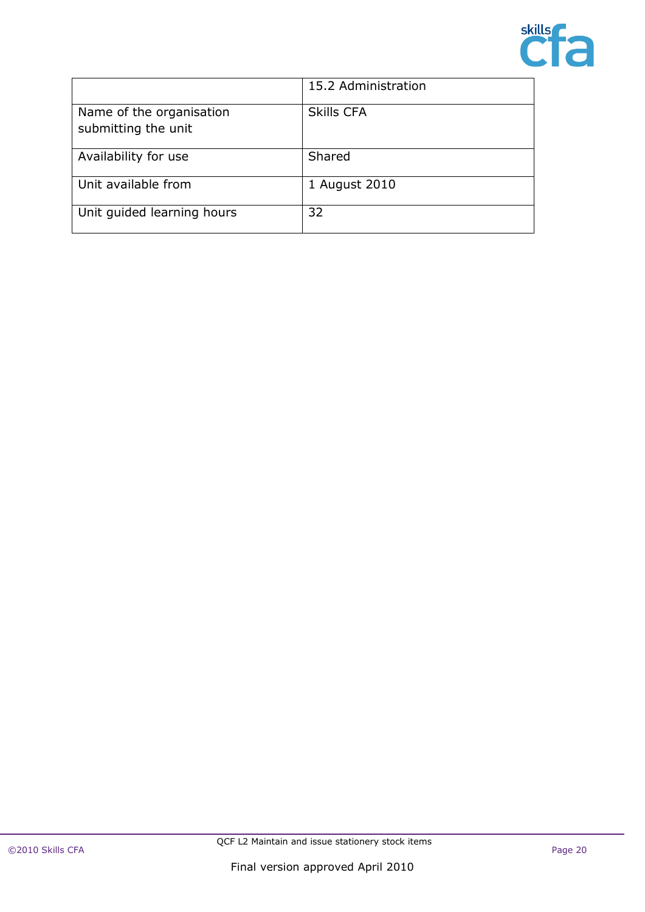| | 15.2 Administration |
|---|---|
| Name of the organisation submitting the unit | Skills CFA |
| Availability for use | Shared |
| Unit available from | 1 August 2010 |
| Unit guided learning hours | 32 |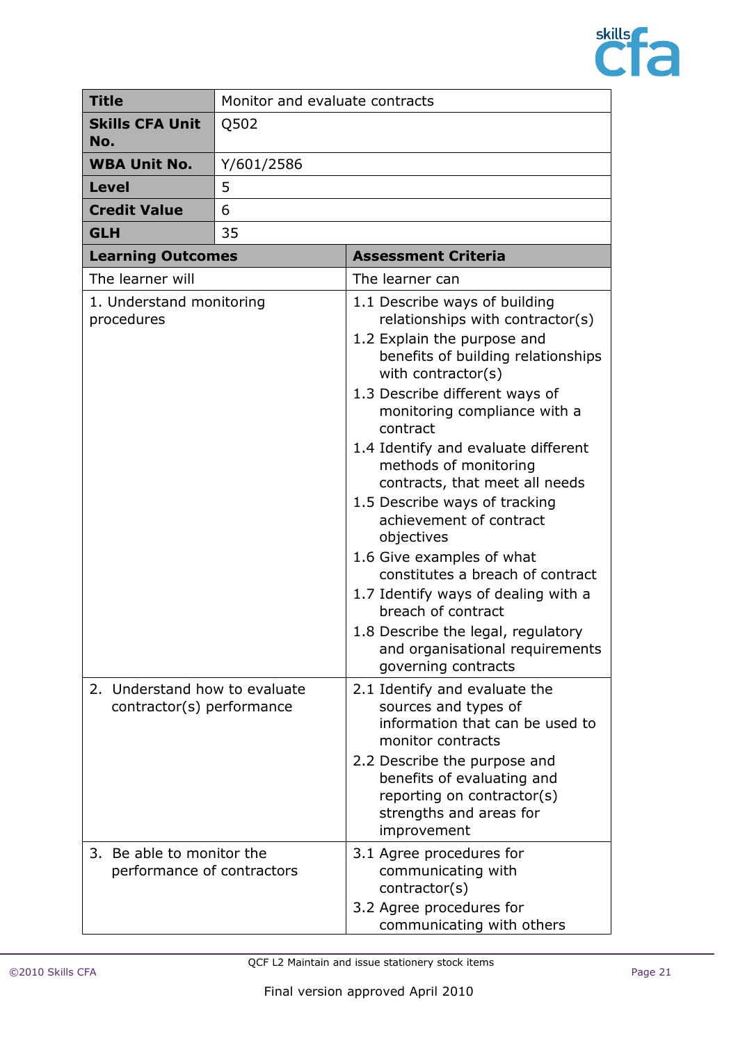| **Title** | Monitor and evaluate contracts |
|---|---|
| **Skills CFA Unit No.** | Q502 |
| **WBA Unit No.** | Y/601/2586 |
| **Level** | 5 |
| **Credit Value** | 6 |
| **GLH** | 35 |

| **Learning Outcomes** | **Assessment Criteria** |
|---|---|
| The learner will | The learner can |
| 1. Understand monitoring procedures | 1.1 Describe ways of building relationships with contractor(s)<br>1.2 Explain the purpose and benefits of building relationships with contractor(s)<br>1.3 Describe different ways of monitoring compliance with a contract<br>1.4 Identify and evaluate different methods of monitoring contracts, that meet all needs<br>1.5 Describe ways of tracking achievement of contract objectives<br>1.6 Give examples of what constitutes a breach of contract<br>1.7 Identify ways of dealing with a breach of contract<br>1.8 Describe the legal, regulatory and organisational requirements governing contracts |
| 2. Understand how to evaluate contractor(s) performance | 2.1 Identify and evaluate the sources and types of information that can be used to monitor contracts<br>2.2 Describe the purpose and benefits of evaluating and reporting on contractor(s) strengths and areas for improvement |
| 3. Be able to monitor the performance of contractors | 3.1 Agree procedures for communicating with contractor(s)<br>3.2 Agree procedures for communicating with others |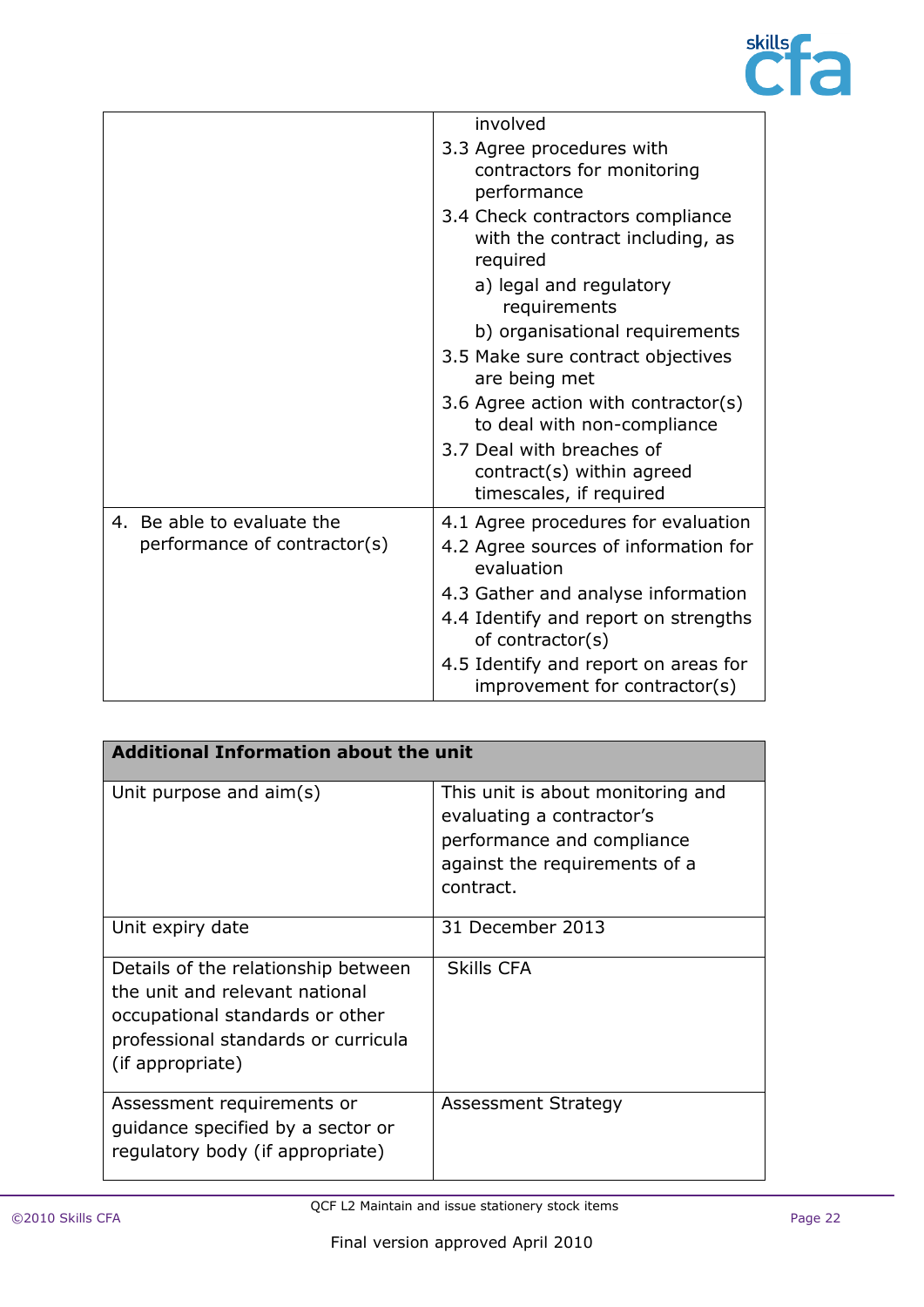| | |
|---|---|
| | involved<br>3.3 Agree procedures with contractors for monitoring performance<br>3.4 Check contractors compliance with the contract including, as required<br>a) legal and regulatory requirements<br>b) organisational requirements<br>3.5 Make sure contract objectives are being met<br>3.6 Agree action with contractor(s) to deal with non-compliance<br>3.7 Deal with breaches of contract(s) within agreed timescales, if required |
| 4. Be able to evaluate the performance of contractor(s) | 4.1 Agree procedures for evaluation<br>4.2 Agree sources of information for evaluation<br>4.3 Gather and analyse information<br>4.4 Identify and report on strengths of contractor(s)<br>4.5 Identify and report on areas for improvement for contractor(s) |

| **Additional Information about the unit** | |
|---|---|
| Unit purpose and aim(s) | This unit is about monitoring and evaluating a contractor's performance and compliance against the requirements of a contract. |
| Unit expiry date | 31 December 2013 |
| Details of the relationship between the unit and relevant national occupational standards or other professional standards or curricula (if appropriate) | Skills CFA |
| Assessment requirements or guidance specified by a sector or regulatory body (if appropriate) | Assessment Strategy |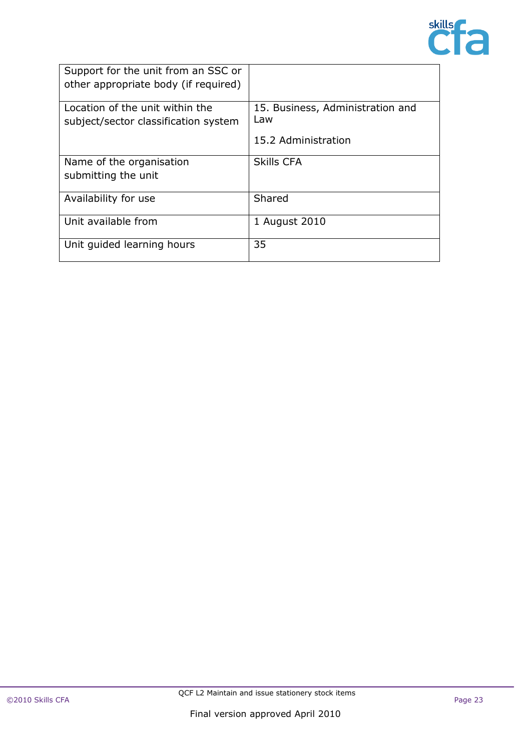| | |
|---|---|
| Support for the unit from an SSC or other appropriate body (if required) | |
| Location of the unit within the subject/sector classification system | 15. Business, Administration and Law<br><br>15.2 Administration |
| Name of the organisation submitting the unit | Skills CFA |
| Availability for use | Shared |
| Unit available from | 1 August 2010 |
| Unit guided learning hours | 35 |